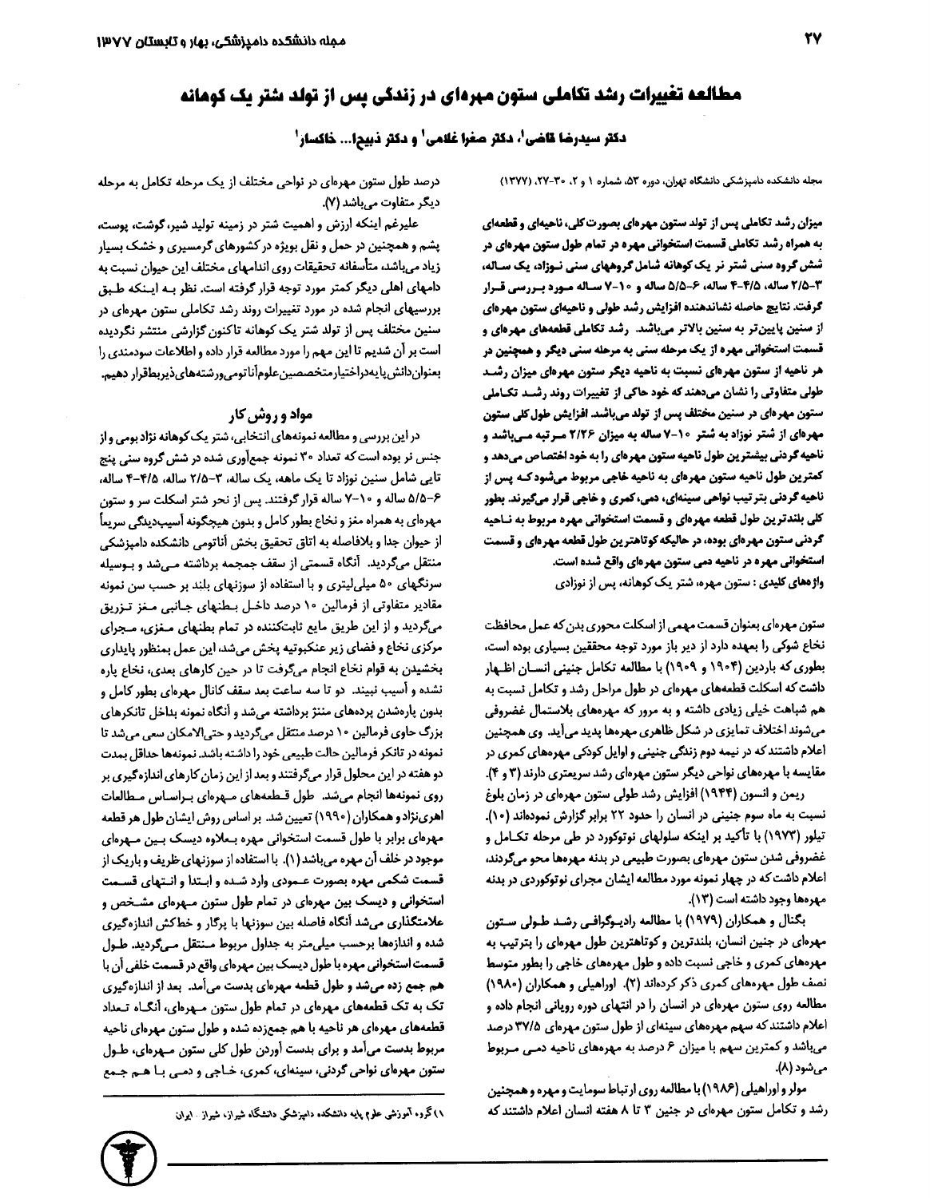# مطالعه تغییرات رشد تکاملی ستون مهره‌ای در زندگی پس از تولد شتر یک کوهانه

**دکتر سیدرضا قاضی[1]، دکتر صغرا غلامی[1] و دکتر ذبیح‌ا... خاکسار[1]**

مجله دانشکده دامپزشکی دانشگاه تهران، دوره ۵۳، شماره ۱ و ۲، ۳۰-۲۷، (۱۳۷۷)

**میزان رشد تکاملی پس از تولد ستون مهره‌ای بصورت کلی، ناحیه‌ای و قطعه‌ای به همراه رشد تکاملی قسمت استخوانی مهره در تمام طول ستون مهره‌ای در شش گروه سنی شتر نر یک کوهانه شامل گروههای سنی نوزاد، یک ساله، ۳-۲/۵ ساله، ۴/۵-۴ ساله، ۶-۵/۵ ساله و ۱۰-۷ ساله مورد بررسی قرار گرفت. نتایج حاصله نشاندهنده افزایش رشد طولی و ناحیه‌ای ستون مهره‌ای از سنین پایین‌تر به سنین بالاتر می‌باشد. رشد تکاملی قطعه‌های مهره‌ای و قسمت استخوانی مهره از یک مرحله سنی به مرحله سنی دیگر و همچنین در هر ناحیه از ستون مهره‌ای نسبت به ناحیه دیگر ستون مهره‌ای میزان رشد طولی متفاوتی را نشان می‌دهند که خود حاکی از تغییرات روند رشد تکاملی ستون مهره‌ای در سنین مختلف پس از تولد می‌باشد. افزایش طول کلی ستون مهره‌ای از شتر نوزاد به شتر ۱۰-۷ ساله به میزان ۲/۲۶ مرتبه می‌باشد و ناحیه گردنی بیشترین طول ناحیه ستون مهره‌ای را به خود اختصاص می‌دهد و کمترین طول ناحیه ستون مهره‌ای به ناحیه خاجی مربوط می‌شود که پس از ناحیه گردنی بترتیب نواحی سینه‌ای، دمی، کمری و خاجی قرار می‌گیرند. بطور کلی بلندترین طول قطعه مهره‌ای و قسمت استخوانی مهره مربوط به ناحیه گردنی ستون مهره‌ای بوده، در حالیکه کوتاهترین طول قطعه مهره‌ای و قسمت استخوانی مهره در ناحیه دمی ستون مهره‌ای واقع شده است.**

**واژه‌های کلیدی:** ستون مهره، شتر یک کوهانه، پس از نوزادی

ستون مهره‌ای بعنوان قسمت مهمی از اسکلت محوری بدن که عمل محافظت نخاع شوکی را بعهده دارد از دیر باز مورد توجه محققین بسیاری بوده است، بطوری که باردین (۱۹۰۴ و ۱۹۰۹) با مطالعه تکامل جنینی انسان اظهار داشت که اسکلت قطعه‌های مهره‌ای در طول مراحل رشد و تکامل نسبت به هم شباهت خیلی زیادی داشته و به مرور که مهره‌های بلاستمال غضروفی می‌شوند اختلاف تمایزی در شکل ظاهری مهره‌ها پدید می‌آید. وی همچنین اعلام داشتند که در نیمه دوم زندگی جنینی و اوایل کودکی مهره‌های کمری در مقایسه با مهره‌های نواحی دیگر ستون مهره‌ای رشد سریعتری دارند (۳ و ۴).

ریمن و انسون (۱۹۴۴) افزایش رشد طولی ستون مهره‌ای در زمان بلوغ نسبت به ماه سوم جنینی در انسان را حدود ۲۲ برابر گزارش نموده‌اند (۱۰). تیلور (۱۹۷۳) با تأکید بر اینکه سلولهای نوتوکورد در طی مرحله تکامل و غضروفی شدن ستون مهره‌ای بصورت طبیعی در بدنه مهره‌ها محو می‌گردند، اعلام داشت که در چهار نمونه مورد مطالعه ایشان مجرای نوتوکوردی در بدنه مهره‌ها وجود داشته است (۱۳).

بگنال و همکاران (۱۹۷۹) با مطالعه رادیوگرافی رشد طولی ستون مهره‌ای در جنین انسان، بلندترین و کوتاهترین طول مهره‌ای را بترتیب به مهره‌های کمری و خاجی نسبت داده و طول مهره‌های خاجی را بطور متوسط نصف طول مهره‌های کمری ذکر کرده‌اند (۲). اوراهیلی و همکاران (۱۹۸۰) مطالعه روی ستون مهره‌ای در انسان را در انتهای دوره رویانی انجام داده و اعلام داشتند که سهم مهره‌های سینه‌ای از طول ستون مهره‌ای ۳۷/۵ درصد می‌باشد و کمترین سهم با میزان ۶ درصد به مهره‌های ناحیه دمی مربوط می‌شود (۸).

مولر و اوراهیلی (۱۹۸۶) با مطالعه روی ارتباط سومایت و مهره و همچنین رشد و تکامل ستون مهره‌ای در جنین ۳ تا ۸ هفته انسان اعلام داشتند که درصد طول ستون مهره‌ای در نواحی مختلف از یک مرحله تکامل به مرحله دیگر متفاوت می‌باشد (۷).

علیرغم اینکه ارزش و اهمیت شتر در زمینه تولید شیر، گوشت، پوست، پشم و همچنین در حمل و نقل بویژه در کشورهای گرمسیری و خشک بسیار زیاد می‌باشد، متأسفانه تحقیقات روی اندامهای مختلف این حیوان نسبت به دامهای اهلی دیگر کمتر مورد توجه قرار گرفته است. نظر به اینکه طبق بررسیهای انجام شده در مورد تغییرات روند رشد تکاملی ستون مهره‌ای در سنین مختلف پس از تولد شتر یک کوهانه تاکنون گزارشی منتشر نگردیده است بر آن شدیم تا این مهم را مورد مطالعه قرار داده و اطلاعات سودمندی را بعنوان دانش پایه در اختیار متخصصین علوم آناتومی و رشته‌های ذیربط قرار دهیم.

## مواد و روش کار

در این بررسی و مطالعه نمونه‌های انتخابی، شتر یک کوهانه نژاد بومی و از جنس نر بوده است که تعداد ۳۰ نمونه جمع‌آوری شده در شش گروه سنی پنج تایی شامل سنین نوزاد تا یک ماهه، یک ساله، ۳-۲/۵ ساله، ۴/۵-۴ ساله، ۶-۵/۵ ساله و ۱۰-۷ ساله قرار گرفتند. پس از نحر شتر اسکلت سر و ستون مهره‌ای به همراه مغز و نخاع بطور کامل و بدون هیچگونه آسیب‌دیدگی سریعاً از حیوان جدا و بلافاصله به اتاق تحقیق بخش آناتومی دانشکده دامپزشکی منتقل می‌گردید. آنگاه قسمتی از سقف جمجمه برداشته می‌شد و بوسیله سرنگهای ۵۰ میلی‌لیتری و با استفاده از سوزنهای بلند بر حسب سن نمونه مقادیر متفاوتی از فرمالین ۱۰ درصد داخل بطنهای جانبی مغز تزریق می‌گردید و از این طریق مایع تثبیت‌کننده در تمام بطنهای مغزی، مجرای مرکزی نخاع و فضای زیر عنکبوتیه پخش می‌شد، این عمل بمنظور پایداری بخشیدن به قوام نخاع انجام می‌گرفت تا در حین کارهای بعدی، نخاع پاره نشده و آسیب نبیند. دو تا سه ساعت بعد سقف کانال مهره‌ای بطور کامل و بدون پاره‌شدن پرده‌های مننژ برداشته می‌شد و آنگاه نمونه بداخل تانکرهای بزرگ حاوی فرمالین ۱۰ درصد منتقل می‌گردید و حتی‌الامکان سعی می‌شد تا نمونه در تانکر فرمالین حالت طبیعی خود را داشته باشد. نمونه‌ها حداقل بمدت دو هفته در این محلول قرار می‌گرفتند و بعد از این زمان کارهای اندازه‌گیری بر روی نمونه‌ها انجام می‌شد. طول قطعه‌های مهره‌ای براساس مطالعات اهری‌نژاد و همکاران (۱۹۹۰) تعیین شد. بر اساس روش ایشان طول هر قطعه مهره‌ای برابر با طول قسمت استخوانی مهره بعلاوه دیسک بین مهره‌ای موجود در خلف آن مهره می‌باشد(۱). با استفاده از سوزنهای ظریف و باریک از قسمت شکمی مهره بصورت عمودی وارد شده و ابتدا و انتهای قسمت استخوانی و دیسک بین مهره‌ای در تمام طول ستون مهره‌ای مشخص و علامتگذاری می‌شد آنگاه فاصله بین سوزنها با پرگار و خط‌کش اندازه‌گیری شده و اندازه‌ها برحسب میلی‌متر به جداول مربوط منتقل می‌گردید. طول قسمت استخوانی مهره با طول دیسک بین مهره‌ای واقع در قسمت خلفی آن با هم جمع زده می‌شد و طول قطعه مهره‌ای بدست می‌آمد. بعد از اندازه‌گیری تک به تک قطعه‌های مهره‌ای در تمام طول ستون مهره‌ای، آنگاه تعداد قطعه‌های مهره‌ای هر ناحیه با هم جمع‌زده شده و طول ستون مهره‌ای ناحیه مربوط بدست می‌آمد و برای بدست آوردن طول کلی ستون مهره‌ای، طول ستون مهره‌ای نواحی گردنی، سینه‌ای، کمری، خاجی و دمی با هم جمع

---

[1] گروه آموزشی علوم پایه دانشکده دامپزشکی دانشگاه شیراز، شیراز - ایران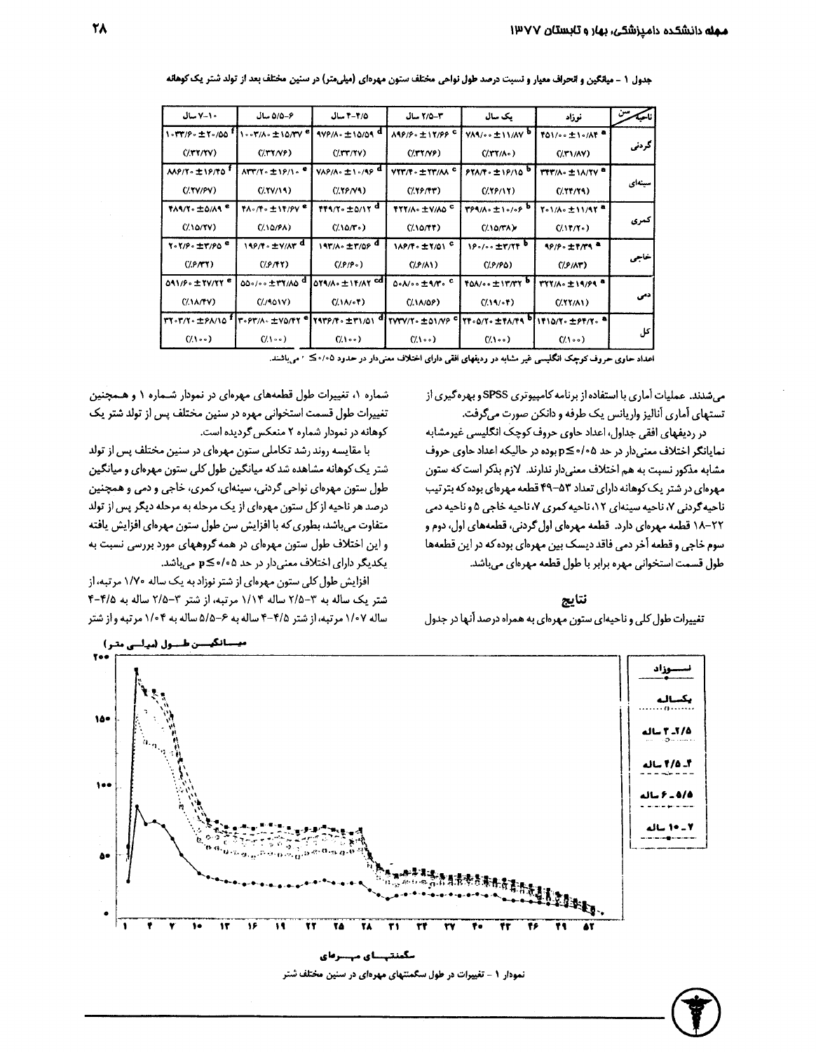جدول ۱ - میانگین و انحراف معیار و نسبت درصد طول نواحی مختلف ستون مهره‌ای (میلی‌متر) در سنین مختلف بعد از تولد شتر یک کوهانه

| ناحیه / سن | نوزاد | یک سال | ۳-۲/۵ سال | ۴/۵-۴ سال | ۶-۵/۵ سال | ۱۰-۷ سال |
|---|---|---|---|---|---|---|
| گردنی | ۴۵۱/۰۰ ± ۱۰/۸۴ [a] (٪۳۱/۸۷) | ۷۸۹/۰۰ ± ۱۱/۸۷ [b] (٪۳۲/۸۰) | ۸۹۶/۶۰ ± ۱۲/۶۶ [c] (٪۳۲/۷۶) | ۹۷۶/۸۰ ± ۱۵/۵۹ [d] (٪۳۳/۲۷) | ۱۰۰۳/۸۰ ± ۱۵/۳۷ [e] (٪۳۲/۷۶) | ۱۰۳۳/۶۰ ± ۲۰/۵۵ [f] (٪۳۲/۲۷) |
| سینه‌ای | ۳۴۳/۸۰ ± ۱۸/۲۷ [a] (٪۲۴/۲۹) | ۶۲۸/۴۰ ± ۱۶/۱۵ [b] (٪۲۶/۱۲) | ۷۲۳/۴۰ ± ۲۳/۸۸ [c] (٪۲۶/۴۳) | ۷۸۶/۸۰ ± ۱۰/۹۶ [d] (٪۲۶/۷۹) | ۸۳۳/۲۰ ± ۱۶/۱۰ [e] (٪۲۷/۱۹) | ۸۸۶/۲۰ ± ۱۶/۳۵ [f] (٪۲۷/۶۷) |
| کمری | ۲۰۱/۸۰ ± ۱۱/۹۲ [a] (٪۱۴/۲۰) | ۳۶۹/۸۰ ± ۱۰/۰۶ [b] (٪۱۵/۳۸) | ۴۲۲/۸۰ ± ۷/۸۵ [c] (٪۱۵/۴۴) | ۴۴۹/۲۰ ± ۵/۱۲ [d] (٪۱۵/۳۰) | ۴۸۰/۴۰ ± ۱۴/۶۷ [e] (٪۱۵/۶۸) | ۴۸۹/۲۰ ± ۵/۸۹ [e] (٪۱۵/۲۷) |
| خاجی | ۹۶/۶۰ ± ۴/۳۹ [a] (٪۶/۸۳) | ۱۶۰/۰۰ ± ۳/۲۴ [b] (٪۶/۶۵) | ۱۸۶/۴۰ ± ۲/۵۱ [c] (٪۶/۸۱) | ۱۹۳/۸۰ ± ۳/۵۶ [d] (٪۶/۶۰) | ۱۹۶/۴۰ ± ۷/۸۳ [d] (٪۶/۴۲) | ۲۰۲/۶۰ ± ۳/۶۵ [e] (٪۶/۳۲) |
| دمی | ۳۲۲/۸۰ ± ۱۹/۶۹ [a] (٪۲۲/۸۱) | ۴۵۸/۰۰ ± ۱۳/۳۲ [b] (٪۱۹/۰۴) | ۵۰۸/۰۰ ± ۹/۳۰ [c] (٪۱۸/۵۶) | ۵۲۹/۸۰ ± ۱۴/۸۲ [cd] (٪۱۸/۰۴) | ۵۵۰/۰۰ ± ۳۷/۸۵ [d] (٪۹۵۱۷) | ۵۹۱/۶۰ ± ۲۷/۲۲ [e] (٪۱۸/۴۷) |
| کل | ۱۴۱۵/۲۰ ± ۶۴/۲۰ [a] (٪۱۰۰) | ۲۴۰۵/۲۰ ± ۴۸/۴۹ [b] (٪۱۰۰) | ۲۷۳۷/۲۰ ± ۵۱/۷۶ [c] (٪۱۰۰) | ۲۹۳۶/۴۰ ± ۳۱/۵۱ [d] (٪۱۰۰) | ۳۰۶۳/۸۰ ± ۷۵/۴۲ [e] (٪۱۰۰) | ۳۲۰۳/۲۰ ± ۶۸/۱۵ [f] (٪۱۰۰) |

اعداد حاوی حروف کوچک انگلیسی غیر مشابه در ردیفهای افقی دارای اختلاف معنی‌دار در حدود $۰/۰۵ \leq p$ می‌باشند.

می‌شدند. عملیات آماری با استفاده از برنامه کامپیوتری SPSS و بهره‌گیری از تستهای آماری آنالیز واریانس یک طرفه و دانکن صورت می‌گرفت.

در ردیفهای افقی جداول، اعداد حاوی حروف کوچک انگلیسی غیرمشابه نمایانگر اختلاف معنی‌دار در حد $۰/۰۵ \leq p$ بوده در حالیکه اعداد حاوی حروف مشابه مذکور نسبت به هم اختلاف معنی‌دار ندارند. لازم بذکر است که ستون مهره‌ای در شتر یک کوهانه دارای تعداد ۵۳-۴۹ قطعه مهره‌ای بوده که بترتیب ناحیه گردنی ۷، ناحیه سینه‌ای ۱۲، ناحیه کمری ۷، ناحیه خاجی ۵ و ناحیه دمی ۲۲-۱۸ قطعه مهره‌ای دارد. قطعه مهره‌ای اول گردنی، قطعه‌های اول، دوم و سوم خاجی و قطعه آخر دمی فاقد دیسک بین مهره‌ای بوده که در این قطعه‌ها طول قسمت استخوانی مهره برابر با طول قطعه مهره‌ای می‌باشد.

## نتایج

تغییرات طول کلی و ناحیه‌ای ستون مهره‌ای به همراه درصد آنها در جدول شماره ۱، تغییرات طول قطعه‌های مهره‌ای در نمودار شماره ۱ و همچنین تغییرات طول قسمت استخوانی مهره در سنین مختلف پس از تولد شتر یک کوهانه در نمودار شماره ۲ منعکس گردیده است.

با مقایسه روند رشد تکاملی ستون مهره‌ای در سنین مختلف پس از تولد شتر یک کوهانه مشاهده شد که میانگین طول کلی ستون مهره‌ای و میانگین طول ستون مهره‌ای نواحی گردنی، سینه‌ای، کمری، خاجی و دمی و همچنین درصد هر ناحیه از کل ستون مهره‌ای از یک مرحله به مرحله دیگر پس از تولد متفاوت می‌باشد، بطوری که با افزایش سن طول ستون مهره‌ای افزایش یافته و این اختلاف طول ستون مهره‌ای در همه گروههای مورد بررسی نسبت به یکدیگر دارای اختلاف معنی‌دار در حد $۰/۰۵ \leq p$ می‌باشد.

افزایش طول کلی ستون مهره‌ای از شتر نوزاد به یک ساله ۱/۷۰ مرتبه، از شتر یک ساله به ۳-۲/۵ ساله ۱/۱۴ مرتبه، از شتر ۳-۲/۵ ساله به ۴/۵-۴ ساله ۱/۰۷ مرتبه، از شتر ۴/۵-۴ ساله به ۶-۵/۵ ساله به ۱/۰۴ مرتبه و از شتر

نمودار ۱ - تغییرات در طول سگمنتهای مهره‌ای در سنین مختلف شتر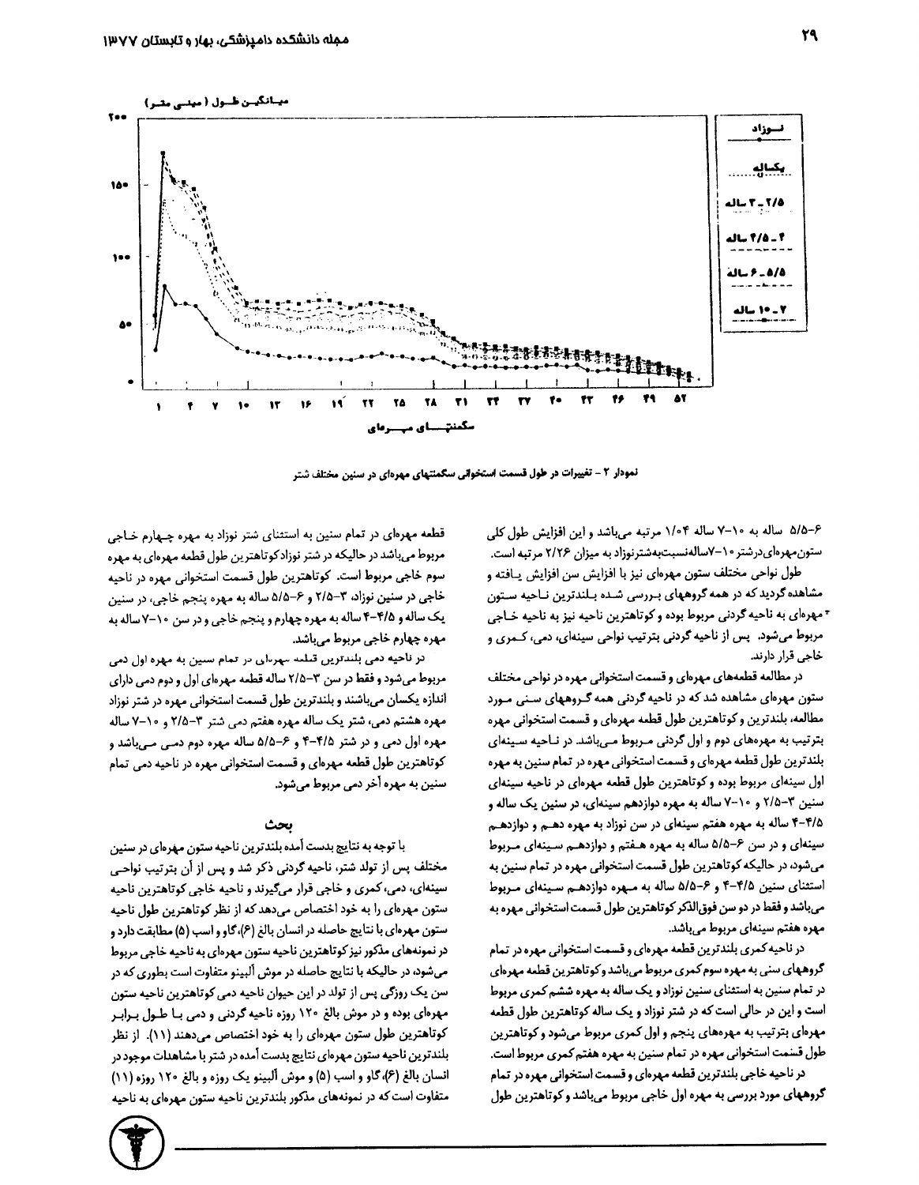میانگین طول (میلی متر)

نوزاد

یکساله

۲/۵ - ۳ ساله

۴ - ۴/۵ ساله

۵/۵ - ۶ ساله

۷ - ۱۰ ساله

سگمنتهای مهره‌ای

نمودار ۲ - تغییرات در طول قسمت استخوانی سگمنتهای مهره‌ای در سنین مختلف شتر

۶-۵/۵ ساله به ۱۰-۷ ساله ۱/۰۴ مرتبه می‌باشد و این افزایش طول کلی ستون‌مهره‌ای‌درشتر ۱۰-۷ساله‌نسبت‌به‌شترنوزاد به میزان ۲/۲۶ مرتبه است.

طول نواحی مختلف ستون مهره‌ای نیز با افزایش سن افزایش یافته و مشاهده گردید که در همه گروههای بررسی شده بلندترین ناحیه ستون مهره‌ای به ناحیه گردنی مربوط بوده و کوتاهترین ناحیه نیز به ناحیه خاجی مربوط می‌شود. پس از ناحیه گردنی بترتیب نواحی سینه‌ای، دمی، کمری و خاجی قرار دارند.

در مطالعه قطعه‌های مهره‌ای و قسمت استخوانی مهره در نواحی مختلف ستون مهره‌ای مشاهده شد که در ناحیه گردنی همه گروههای سنی مورد مطالعه، بلندترین و کوتاهترین طول قطعه مهره‌ای و قسمت استخوانی مهره بترتیب به مهره‌های دوم و اول گردنی مربوط می‌باشد. در ناحیه سینه‌ای بلندترین طول قطعه مهره‌ای و قسمت استخوانی مهره در تمام سنین به مهره اول سینه‌ای مربوط بوده و کوتاهترین طول قطعه مهره‌ای در ناحیه سینه‌ای سنین ۳-۲/۵ و ۱۰-۷ ساله به مهره دوازدهم سینه‌ای، در سنین یک ساله و ۴/۵-۴ ساله به مهره هفتم سینه‌ای در سن نوزاد به مهره دهم و دوازدهم سینه‌ای و در سن ۶-۵/۵ ساله به مهره هفتم و دوازدهم سینه‌ای مربوط می‌شود، در حالیکه کوتاهترین طول قسمت استخوانی مهره در تمام سنین به استثنای سنین ۴/۵-۴ و ۶-۵/۵ ساله به مهره دوازدهم سینه‌ای مربوط می‌باشد و فقط در دو سن فوق‌الذکر کوتاهترین طول قسمت استخوانی مهره به مهره هفتم سینه‌ای مربوط می‌باشد.

در ناحیه کمری بلندترین قطعه مهره‌ای و قسمت استخوانی مهره در تمام گروههای سنی به مهره سوم کمری مربوط می‌باشد و کوتاهترین قطعه مهره‌ای در تمام سنین به استثنای سنین نوزاد و یک ساله به مهره ششم کمری مربوط است و این در حالی است که در شتر نوزاد و یک ساله کوتاهترین طول قطعه مهره‌ای بترتیب به مهره‌های پنجم و اول کمری مربوط می‌شود و کوتاهترین طول قسمت استخوانی مهره در تمام سنین به مهره هفتم کمری مربوط است.

در ناحیه خاجی بلندترین قطعه مهره‌ای و قسمت استخوانی مهره در تمام گروههای مورد بررسی به مهره اول خاجی مربوط می‌باشد و کوتاهترین طول قطعه مهره‌ای در تمام سنین به استثنای شتر نوزاد به مهره چهارم خاجی مربوط می‌باشد در حالیکه در شتر نوزادکوتاهترین طول قطعه مهره‌ای به مهره سوم خاجی مربوط است. کوتاهترین طول قسمت استخوانی مهره در ناحیه خاجی در سنین نوزاد، ۳-۲/۵ و ۶-۵/۵ ساله به مهره پنجم خاجی، در سنین یک ساله و ۴/۵-۴ ساله به مهره چهارم و پنجم خاجی و در سن ۱۰-۷ ساله به مهره چهارم خاجی مربوط می‌باشد.

در ناحیه دمی بلندترین قطعه مهره‌ای در تمام سنین به مهره اول دمی مربوط می‌شود و فقط در سن ۳-۲/۵ ساله قطعه مهره‌ای اول و دوم دمی دارای اندازه یکسان می‌باشند و بلندترین طول قسمت استخوانی مهره در شتر نوزاد مهره هشتم دمی، شتر یک ساله مهره هفتم دمی شتر ۳-۲/۵ و ۱۰-۷ ساله مهره اول دمی و در شتر ۴/۵-۴ و ۶-۵/۵ ساله مهره دوم دمی می‌باشد و کوتاهترین طول قطعه مهره‌ای و قسمت استخوانی مهره در ناحیه دمی تمام سنین به مهره آخر دمی مربوط می‌شود.

## بحث

با توجه به نتایج بدست آمده بلندترین ناحیه ستون مهره‌ای در سنین مختلف پس از تولد شتر، ناحیه گردنی ذکر شد و پس از آن بترتیب نواحی سینه‌ای، دمی، کمری و خاجی قرار می‌گیرند و ناحیه خاجی کوتاهترین ناحیه ستون مهره‌ای را به خود اختصاص می‌دهد که از نظر کوتاهترین طول ناحیه ستون مهره‌ای با نتایج حاصله در انسان بالغ (۶)، گاو و اسب (۵) مطابقت دارد و در نمونه‌های مذکور نیز کوتاهترین ناحیه ستون مهره‌ای به ناحیه خاجی مربوط می‌شود، در حالیکه با نتایج حاصله در موش آلبینو متفاوت است بطوری که در سن یک روزگی پس از تولد در این حیوان ناحیه دمی کوتاهترین ناحیه ستون مهره‌ای بوده و در موش بالغ ۱۲۰ روزه ناحیه گردنی و دمی با طول برابر کوتاهترین طول ستون مهره‌ای را به خود اختصاص می‌دهند (۱۱). از نظر بلندترین ناحیه ستون مهره‌ای نتایج بدست آمده در شتر با مشاهدات موجود در انسان بالغ (۶)، گاو و اسب (۵) و موش آلبینو یک روزه و بالغ ۱۲۰ روزه (۱۱) متفاوت است که در نمونه‌های مذکور بلندترین ناحیه ستون مهره‌ای به ناحیه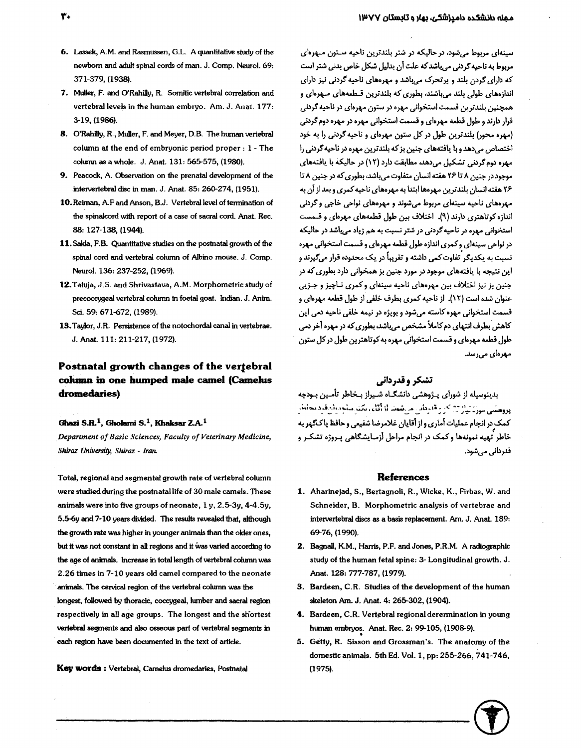سینه‌ای مربوط می‌شود، در حالیکه در شتر بلندترین ناحیه ستون مهره‌ای مربوط به ناحیه گردنی می‌باشد که علت آن بدلیل شکل خاص بدنی شتر است که دارای گردن بلند و پرتحرک می‌باشد و مهره‌های ناحیه گردنی نیز دارای اندازه‌های طولی بلند می‌باشند، بطوری که بلندترین قطعه‌های مهره‌ای و همچنین بلندترین قسمت استخوانی مهره در ستون مهره‌ای در ناحیه گردنی قرار دارند و طول قطعه مهره‌ای و قسمت استخوانی مهره در مهره دوم گردنی (مهره محور) بلندترین طول در کل ستون مهره‌ای و ناحیه گردنی را به خود اختصاص می‌دهد و با یافته‌های جنین بز که بلندترین مهره در ناحیه گردنی را مهره دوم گردنی تشکیل می‌دهد، مطابقت دارد (۱۲) در حالیکه با یافته‌های موجود در جنین ۸ تا ۲۶ هفته انسان متفاوت می‌باشد، بطوری که در جنین ۸ تا ۲۶ هفته انسان بلندترین مهره‌ها ابتدا به مهره‌های ناحیه کمری و بعد از آن به مهره‌های ناحیه سینه‌ای مربوط می‌شوند و مهره‌های نواحی خاجی و گردنی اندازه کوتاهتری دارند (۹). اختلاف بین طول قطعه‌های مهره‌ای و قسمت استخوانی مهره در ناحیه گردنی در شتر نسبت به هم زیاد می‌باشد در حالیکه در نواحی سینه‌ای و کمری اندازه طول قطعه مهره‌ای و قسمت استخوانی مهره نسبت به یکدیگر تفاوت کمی داشته و تقریباً در یک محدوده قرار می‌گیرند و این نتیجه با یافته‌های موجود در مورد جنین بز همخوانی دارد بطوری که در جنین بز نیز اختلاف بین مهره‌های ناحیه سینه‌ای و کمری ناچیز و جزیی عنوان شده است (۱۲). از ناحیه کمری بطرف خلفی از طول قطعه مهره‌ای و قسمت استخوانی مهره کاسته می‌شود و بویژه در نیمه خلفی ناحیه دمی این کاهش بطرف انتهای دم کاملاً مشخص می‌باشد، بطوری که در مهره آخر دمی طول قطعه مهره‌ای و قسمت استخوانی مهره به کوتاهترین طول در کل ستون مهره‌ای می‌رسد.

## تشکر و قدردانی

بدینوسیله از شورای پژوهشی دانشگاه شیراز بخاطر تأمین بودجه پروهشی مورد نیاز تشکر و قدردانی می‌شود. از آقای دکتر ... کمک در انجام عملیات آماری و از آقایان غلامرضا شفیعی و حافظ پاکگهر به خاطر تهیه نمونه‌ها و کمک در انجام مراحل آزمایشگاهی پروژه تشکر و قدردانی می‌شود.

## References

1. Aharinejad, S., Bertagnoli, R., Wicke, K., Firbas, W. and Schneider, B. Morphometric analysis of vertebrae and intervertebral discs as a basis replacement. Am. J. Anat. 189: 69-76, (1990).
2. Bagnall, K.M., Harris, P.F. and Jones, P.R.M. A radiographic study of the human fetal spine: 3- Longitudinal growth. J. Anat. 128: 777-787, (1979).
3. Bardeen, C.R. Studies of the development of the human skeleton Am. J. Anat. 4: 265-302, (1904).
4. Bardeen, C.R. Vertebral regional deremination in young human embryos. Anat. Rec. 2: 99-105, (1908-9).
5. Getty, R. Sisson and Grossman's. The anatomy of the domestic animals. 5th Ed. Vol. 1, pp: 255-266, 741-746, (1975).
6. Lassek, A.M. and Rasmussen, G.L. A quantitative study of the newborn and adult spinal cords of man. J. Comp. Neurol. 69: 371-379, (1938).
7. Muller, F. and O'Rahilly, R. Somitic vertebral correlation and vertebral levels in the human embryo. Am. J. Anat. 177: 3-19, (1986).
8. O'Rahilly, R., Muller, F. and Meyer, D.B. The human vertebral column at the end of embryonic period proper : 1 - The column as a whole. J. Anat. 131: 565-575, (1980).
9. Peacock, A. Observation on the prenatal development of the intervertebral disc in man. J. Anat. 85: 260-274, (1951).
10. Reiman, A.F and Anson, B.J. Vertebral level of termination of the spinalcord with report of a case of sacral cord. Anat. Rec. 88: 127-138, (1944).
11. Sakla, F.B. Quantitative studies on the postnatal growth of the spinal cord and vertebral column of Albino mouse. J. Comp. Neurol. 136: 237-252, (1969).
12. Taluja, J.S. and Shrivastava, A.M. Morphometric study of precoccygeal vertebral column in foetal goat. Indian. J. Anim. Sci. 59: 671-672, (1989).
13. Taylor, J.R. Persistence of the notochordal canal in vertebrae. J. Anat. 111: 211-217, (1972).

## Postnatal growth changes of the vertebral column in one humped male camel (Camelus dromedaries)

**Ghazi S.R.[1], Gholami S.[1], Khaksar Z.A.[1]**

*Department of Basic Sciences, Faculty of Veterinary Medicine, Shiraz University, Shiraz - Iran.*

Total, regional and segmental growth rate of vertebral column were studied during the postnatal life of 30 male camels. These animals were into five groups of neonate, 1 y, 2.5-3y, 4-4.5y, 5.5-6y and 7-10 years divided. The results revealed that, although the growth rate was higher in younger animals than the older ones, but it was not constant in all regions and it was varied according to the age of animals. Increase in total length of vertebral column was 2.26 times in 7-10 years old camel compared to the neonate animals. The cervical region of the vertebral column was the longest, followed by thoracic, coccygeal, lumber and sacral region respectively in all age groups. The longest and the shortest vertebral segments and also osseous part of vertebral segments in each region have been documented in the text of article.

**Key words :** Vertebral, Camelus dromedaries, Postnatal